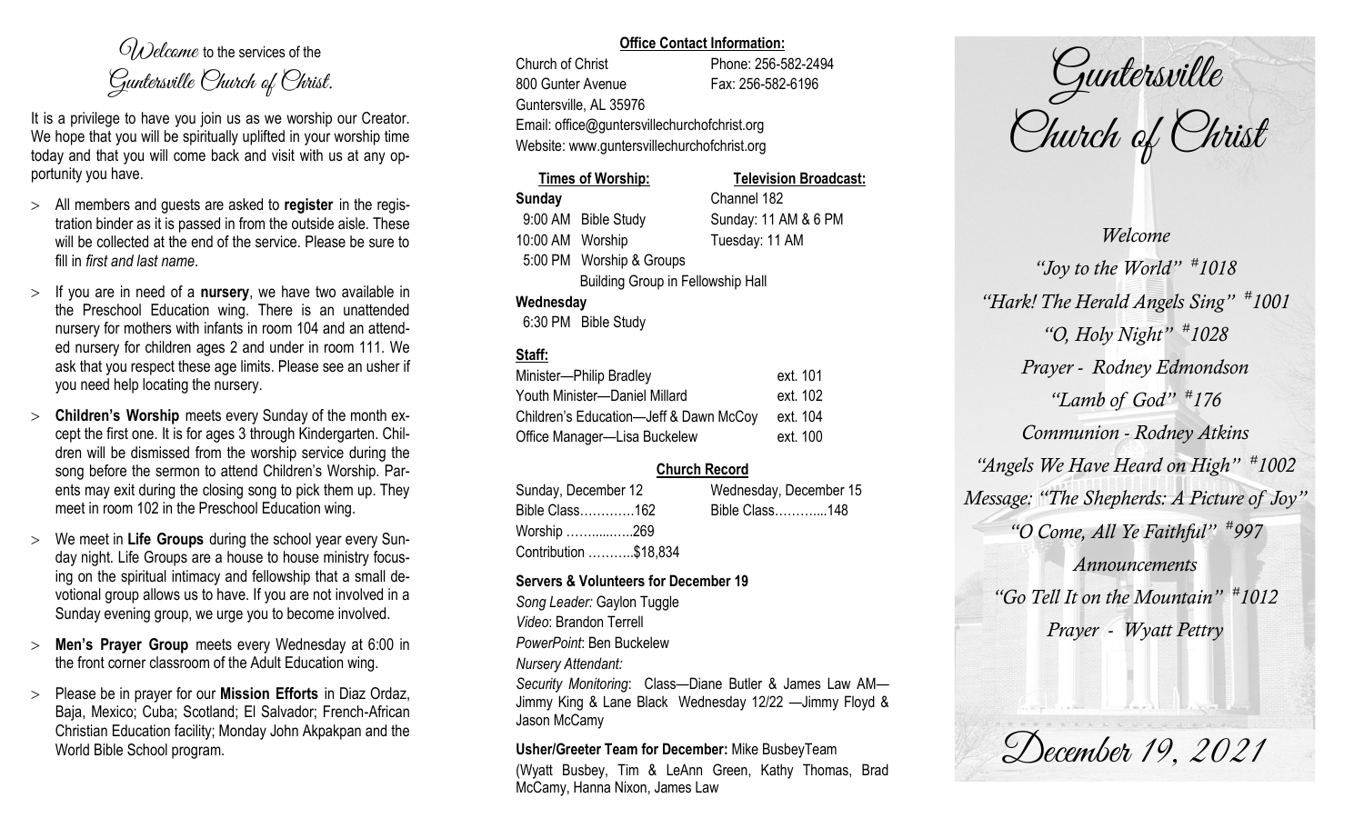*Welcome* to the services of the Guntersville Church of Christ.

It is a privilege to have you join us as we worship our Creator. We hope that you will be spiritually uplifted in your worship time today and that you will come back and visit with us at any opportunity you have.

- All members and guests are asked to **register** in the registration binder as it is passed in from the outside aisle. These will be collected at the end of the service. Please be sure to fill in *first and last name*.
- If you are in need of a **nursery**, we have two available in the Preschool Education wing. There is an unattended nursery for mothers with infants in room 104 and an attended nursery for children ages 2 and under in room 111. We ask that you respect these age limits. Please see an usher if you need help locating the nursery.
- **Children's Worship** meets every Sunday of the month except the first one. It is for ages 3 through Kindergarten. Children will be dismissed from the worship service during the song before the sermon to attend Children's Worship. Parents may exit during the closing song to pick them up. They meet in room 102 in the Preschool Education wing.
- We meet in **Life Groups** during the school year every Sunday night. Life Groups are a house to house ministry focusing on the spiritual intimacy and fellowship that a small devotional group allows us to have. If you are not involved in a Sunday evening group, we urge you to become involved.
- **Men's Prayer Group** meets every Wednesday at 6:00 in the front corner classroom of the Adult Education wing.
- Please be in prayer for our **Mission Efforts** in Diaz Ordaz, Baja, Mexico; Cuba; Scotland; El Salvador; French-African Christian Education facility; Monday John Akpakpan and the World Bible School program.

**Office Contact Information:**

Church of Christ — Phone: 256-582-2494
800 Gunter Avenue — Fax: 256-582-6196
Guntersville, AL 35976
Email: office@guntersvillechurchofchrist.org
Website: www.guntersvillechurchofchrist.org

| **Times of Worship:** | **Television Broadcast:** |
|---|---|
| **Sunday** | Channel 182 |
| 9:00 AM Bible Study | Sunday: 11 AM & 6 PM |
| 10:00 AM Worship | Tuesday: 11 AM |
| 5:00 PM Worship & Groups | |
| Building Group in Fellowship Hall | |
| **Wednesday** | |
| 6:30 PM Bible Study | |

**Staff:**

| | |
|---|---|
| Minister—Philip Bradley | ext. 101 |
| Youth Minister—Daniel Millard | ext. 102 |
| Children's Education—Jeff & Dawn McCoy | ext. 104 |
| Office Manager—Lisa Buckelew | ext. 100 |

**Church Record**

| Sunday, December 12 | Wednesday, December 15 |
|---|---|
| Bible Class…………162 | Bible Class………...148 |
| Worship ……......…..269 | |
| Contribution ………..$18,834 | |

**Servers & Volunteers for December 19**

*Song Leader:* Gaylon Tuggle
*Video*: Brandon Terrell
*PowerPoint*: Ben Buckelew
*Nursery Attendant:*
*Security Monitoring*: Class—Diane Butler & James Law AM—Jimmy King & Lane Black Wednesday 12/22 —Jimmy Floyd & Jason McCamy

**Usher/Greeter Team for December:** Mike BusbeyTeam
(Wyatt Busbey, Tim & LeAnn Green, Kathy Thomas, Brad McCamy, Hanna Nixon, James Law

# Guntersville Church of Christ

*Welcome*

*"Joy to the World" #1018*

*"Hark! The Herald Angels Sing" #1001*

*"O, Holy Night" #1028*

*Prayer - Rodney Edmondson*

*"Lamb of God" #176*

*Communion - Rodney Atkins*

*"Angels We Have Heard on High" #1002*

*Message: "The Shepherds: A Picture of Joy"*

*"O Come, All Ye Faithful" #997*

*Announcements*

*"Go Tell It on the Mountain" #1012*

*Prayer - Wyatt Pettry*

December 19, 2021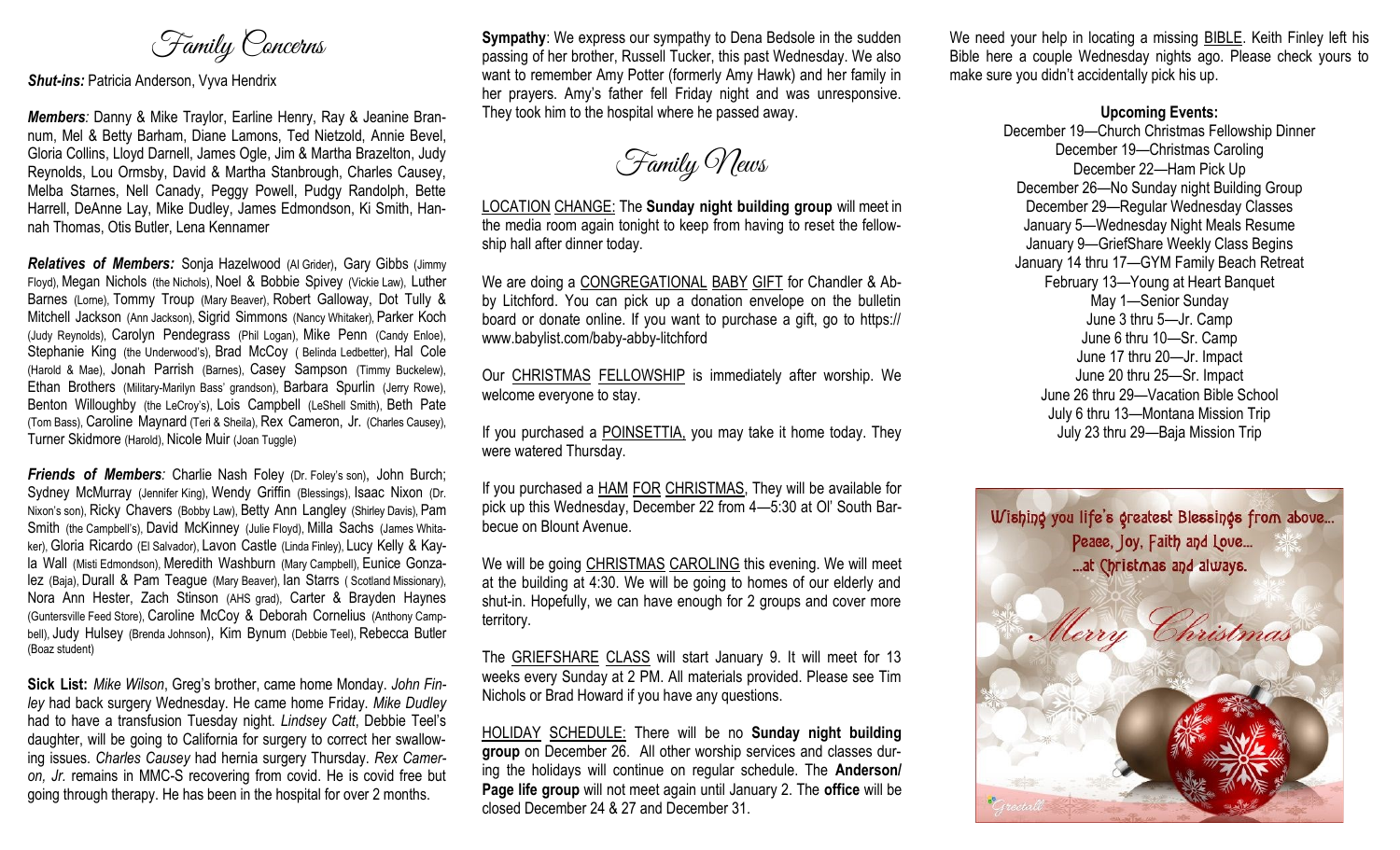# Family Concerns

***Shut-ins:*** Patricia Anderson, Vyva Hendrix

***Members:*** Danny & Mike Traylor, Earline Henry, Ray & Jeanine Brannum, Mel & Betty Barham, Diane Lamons, Ted Nietzold, Annie Bevel, Gloria Collins, Lloyd Darnell, James Ogle, Jim & Martha Brazelton, Judy Reynolds, Lou Ormsby, David & Martha Stanbrough, Charles Causey, Melba Starnes, Nell Canady, Peggy Powell, Pudgy Randolph, Bette Harrell, DeAnne Lay, Mike Dudley, James Edmondson, Ki Smith, Hannah Thomas, Otis Butler, Lena Kennamer

***Relatives of Members:*** Sonja Hazelwood (Al Grider), Gary Gibbs (Jimmy Floyd), Megan Nichols (the Nichols), Noel & Bobbie Spivey (Vickie Law), Luther Barnes (Lorne), Tommy Troup (Mary Beaver), Robert Galloway, Dot Tully & Mitchell Jackson (Ann Jackson), Sigrid Simmons (Nancy Whitaker), Parker Koch (Judy Reynolds), Carolyn Pendegrass (Phil Logan), Mike Penn (Candy Enloe), Stephanie King (the Underwood's), Brad McCoy ( Belinda Ledbetter), Hal Cole (Harold & Mae), Jonah Parrish (Barnes), Casey Sampson (Timmy Buckelew), Ethan Brothers (Military-Marilyn Bass' grandson), Barbara Spurlin (Jerry Rowe), Benton Willoughby (the LeCroy's), Lois Campbell (LeShell Smith), Beth Pate (Tom Bass), Caroline Maynard (Teri & Sheila), Rex Cameron, Jr. (Charles Causey), Turner Skidmore (Harold), Nicole Muir (Joan Tuggle)

***Friends of Members:*** Charlie Nash Foley (Dr. Foley's son), John Burch; Sydney McMurray (Jennifer King), Wendy Griffin (Blessings), Isaac Nixon (Dr. Nixon's son), Ricky Chavers (Bobby Law), Betty Ann Langley (Shirley Davis), Pam Smith (the Campbell's), David McKinney (Julie Floyd), Milla Sachs (James Whitaker), Gloria Ricardo (El Salvador), Lavon Castle (Linda Finley), Lucy Kelly & Kayla Wall (Misti Edmondson), Meredith Washburn (Mary Campbell), Eunice Gonzalez (Baja), Durall & Pam Teague (Mary Beaver), Ian Starrs ( Scotland Missionary), Nora Ann Hester, Zach Stinson (AHS grad), Carter & Brayden Haynes (Guntersville Feed Store), Caroline McCoy & Deborah Cornelius (Anthony Campbell), Judy Hulsey (Brenda Johnson), Kim Bynum (Debbie Teel), Rebecca Butler (Boaz student)

**Sick List:** *Mike Wilson*, Greg's brother, came home Monday. *John Finley* had back surgery Wednesday. He came home Friday. *Mike Dudley* had to have a transfusion Tuesday night. *Lindsey Catt*, Debbie Teel's daughter, will be going to California for surgery to correct her swallowing issues. *Charles Causey* had hernia surgery Thursday. *Rex Cameron, Jr.* remains in MMC-S recovering from covid. He is covid free but going through therapy. He has been in the hospital for over 2 months.

**Sympathy**: We express our sympathy to Dena Bedsole in the sudden passing of her brother, Russell Tucker, this past Wednesday. We also want to remember Amy Potter (formerly Amy Hawk) and her family in her prayers. Amy's father fell Friday night and was unresponsive. They took him to the hospital where he passed away.

# Family News

LOCATION CHANGE: The **Sunday night building group** will meet in the media room again tonight to keep from having to reset the fellowship hall after dinner today.

We are doing a CONGREGATIONAL BABY GIFT for Chandler & Abby Litchford. You can pick up a donation envelope on the bulletin board or donate online. If you want to purchase a gift, go to https://www.babylist.com/baby-abby-litchford

Our CHRISTMAS FELLOWSHIP is immediately after worship. We welcome everyone to stay.

If you purchased a POINSETTIA, you may take it home today. They were watered Thursday.

If you purchased a HAM FOR CHRISTMAS, They will be available for pick up this Wednesday, December 22 from 4—5:30 at Ol' South Barbecue on Blount Avenue.

We will be going CHRISTMAS CAROLING this evening. We will meet at the building at 4:30. We will be going to homes of our elderly and shut-in. Hopefully, we can have enough for 2 groups and cover more territory.

The GRIEFSHARE CLASS will start January 9. It will meet for 13 weeks every Sunday at 2 PM. All materials provided. Please see Tim Nichols or Brad Howard if you have any questions.

HOLIDAY SCHEDULE: There will be no **Sunday night building group** on December 26. All other worship services and classes during the holidays will continue on regular schedule. The **Anderson/Page life group** will not meet again until January 2. The **office** will be closed December 24 & 27 and December 31.

We need your help in locating a missing BIBLE. Keith Finley left his Bible here a couple Wednesday nights ago. Please check yours to make sure you didn't accidentally pick his up.

**Upcoming Events:**

December 19—Church Christmas Fellowship Dinner
December 19—Christmas Caroling
December 22—Ham Pick Up
December 26—No Sunday night Building Group
December 29—Regular Wednesday Classes
January 5—Wednesday Night Meals Resume
January 9—GriefShare Weekly Class Begins
January 14 thru 17—GYM Family Beach Retreat
February 13—Young at Heart Banquet
May 1—Senior Sunday
June 3 thru 5—Jr. Camp
June 6 thru 10—Sr. Camp
June 17 thru 20—Jr. Impact
June 20 thru 25—Sr. Impact
June 26 thru 29—Vacation Bible School
July 6 thru 13—Montana Mission Trip
July 23 thru 29—Baja Mission Trip

Wishing you life's greatest Blessings from above...
Peace, Joy, Faith and Love...
...at Christmas and always.

Merry Christmas